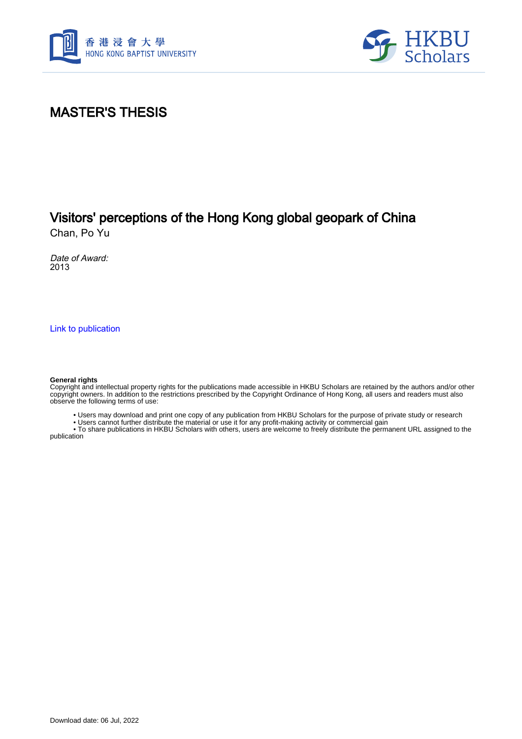# MASTER'S THESIS

## Visitors' perceptions of the Hong Kong global geopark of China

Chan, Po Yu

*Date of Award:*
2013

Link to publication

**General rights**
Copyright and intellectual property rights for the publications made accessible in HKBU Scholars are retained by the authors and/or other copyright owners. In addition to the restrictions prescribed by the Copyright Ordinance of Hong Kong, all users and readers must also observe the following terms of use:

- Users may download and print one copy of any publication from HKBU Scholars for the purpose of private study or research
- Users cannot further distribute the material or use it for any profit-making activity or commercial gain
- To share publications in HKBU Scholars with others, users are welcome to freely distribute the permanent URL assigned to the publication

Download date: 06 Jul, 2022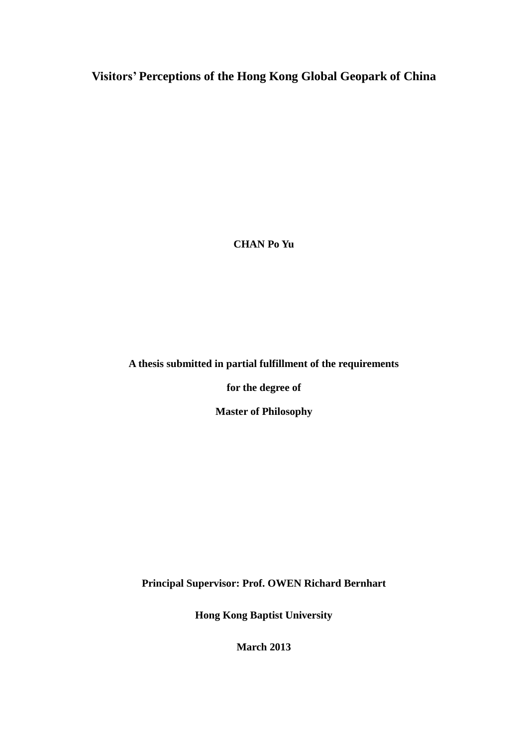# Visitors' Perceptions of the Hong Kong Global Geopark of China

**CHAN Po Yu**

**A thesis submitted in partial fulfillment of the requirements**

**for the degree of**

**Master of Philosophy**

**Principal Supervisor: Prof. OWEN Richard Bernhart**

**Hong Kong Baptist University**

**March 2013**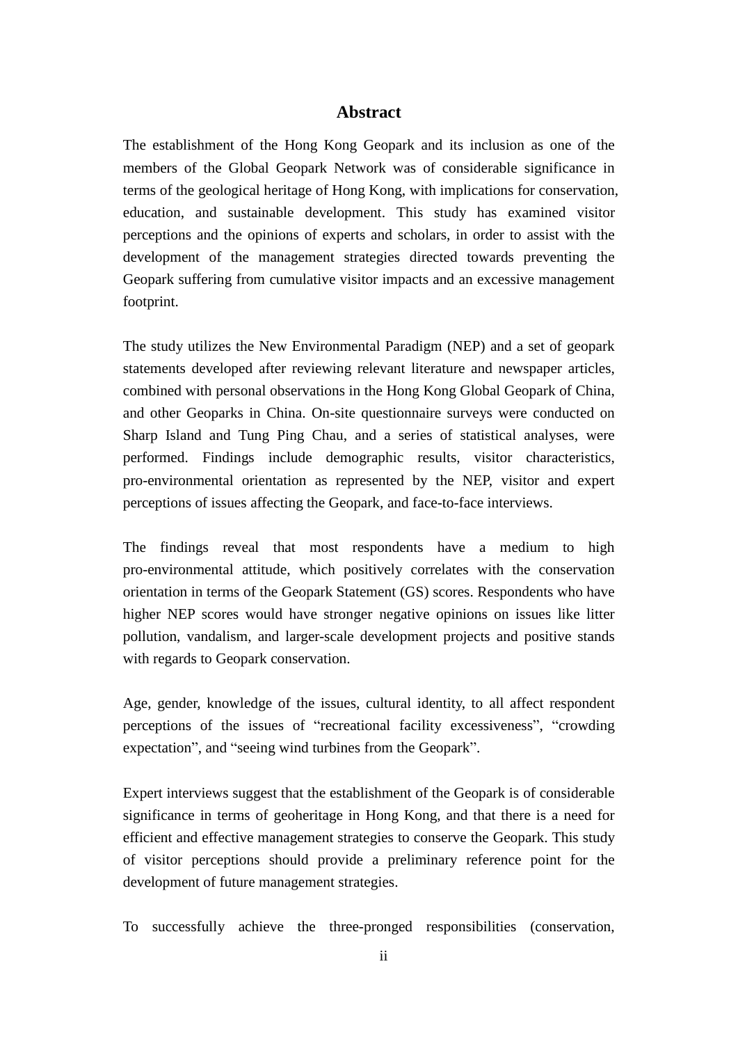## Abstract

The establishment of the Hong Kong Geopark and its inclusion as one of the members of the Global Geopark Network was of considerable significance in terms of the geological heritage of Hong Kong, with implications for conservation, education, and sustainable development. This study has examined visitor perceptions and the opinions of experts and scholars, in order to assist with the development of the management strategies directed towards preventing the Geopark suffering from cumulative visitor impacts and an excessive management footprint.

The study utilizes the New Environmental Paradigm (NEP) and a set of geopark statements developed after reviewing relevant literature and newspaper articles, combined with personal observations in the Hong Kong Global Geopark of China, and other Geoparks in China. On-site questionnaire surveys were conducted on Sharp Island and Tung Ping Chau, and a series of statistical analyses, were performed. Findings include demographic results, visitor characteristics, pro-environmental orientation as represented by the NEP, visitor and expert perceptions of issues affecting the Geopark, and face-to-face interviews.

The findings reveal that most respondents have a medium to high pro-environmental attitude, which positively correlates with the conservation orientation in terms of the Geopark Statement (GS) scores. Respondents who have higher NEP scores would have stronger negative opinions on issues like litter pollution, vandalism, and larger-scale development projects and positive stands with regards to Geopark conservation.

Age, gender, knowledge of the issues, cultural identity, to all affect respondent perceptions of the issues of “recreational facility excessiveness”, “crowding expectation”, and “seeing wind turbines from the Geopark”.

Expert interviews suggest that the establishment of the Geopark is of considerable significance in terms of geoheritage in Hong Kong, and that there is a need for efficient and effective management strategies to conserve the Geopark. This study of visitor perceptions should provide a preliminary reference point for the development of future management strategies.

To successfully achieve the three-pronged responsibilities (conservation,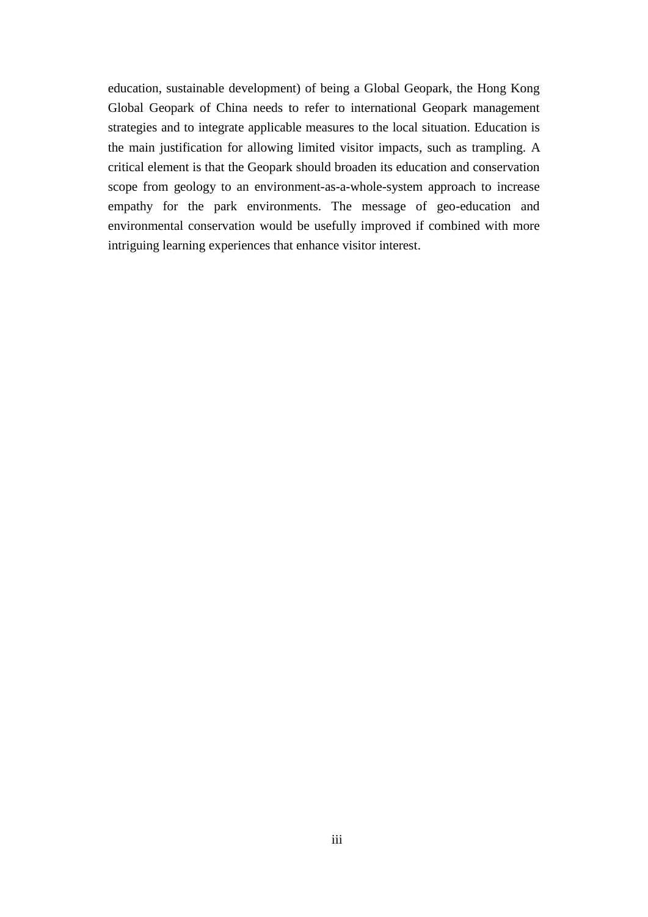education, sustainable development) of being a Global Geopark, the Hong Kong Global Geopark of China needs to refer to international Geopark management strategies and to integrate applicable measures to the local situation. Education is the main justification for allowing limited visitor impacts, such as trampling. A critical element is that the Geopark should broaden its education and conservation scope from geology to an environment-as-a-whole-system approach to increase empathy for the park environments. The message of geo-education and environmental conservation would be usefully improved if combined with more intriguing learning experiences that enhance visitor interest.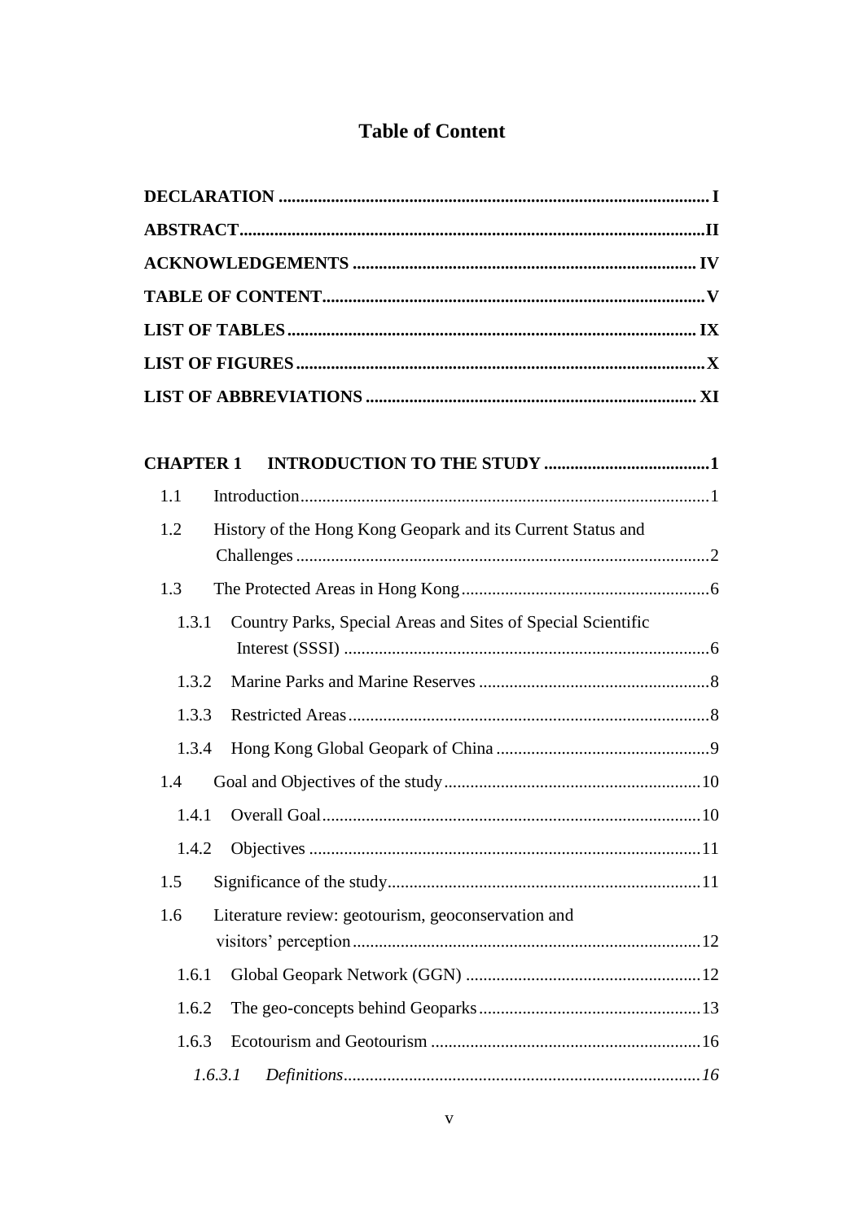# Table of Content

**DECLARATION .................................................................................................. I**

**ABSTRACT.......................................................................................................... II**

**ACKNOWLEDGEMENTS .............................................................................. IV**

**TABLE OF CONTENT....................................................................................... V**

**LIST OF TABLES ............................................................................................. IX**

**LIST OF FIGURES ............................................................................................. X**

**LIST OF ABBREVIATIONS ........................................................................... XI**

**CHAPTER 1 INTRODUCTION TO THE STUDY ......................................1**

1.1 Introduction..............................................................................................1

1.2 History of the Hong Kong Geopark and its Current Status and Challenges ...............................................................................................2

1.3 The Protected Areas in Hong Kong .........................................................6

1.3.1 Country Parks, Special Areas and Sites of Special Scientific Interest (SSSI) ....................................................................................6

1.3.2 Marine Parks and Marine Reserves .....................................................8

1.3.3 Restricted Areas ..................................................................................8

1.3.4 Hong Kong Global Geopark of China .................................................9

1.4 Goal and Objectives of the study...........................................................10

1.4.1 Overall Goal.......................................................................................10

1.4.2 Objectives ..........................................................................................11

1.5 Significance of the study........................................................................11

1.6 Literature review: geotourism, geoconservation and visitors' perception ...............................................................................12

1.6.1 Global Geopark Network (GGN) ......................................................12

1.6.2 The geo-concepts behind Geoparks...................................................13

1.6.3 Ecotourism and Geotourism ..............................................................16

*1.6.3.1 Definitions.................................................................................16*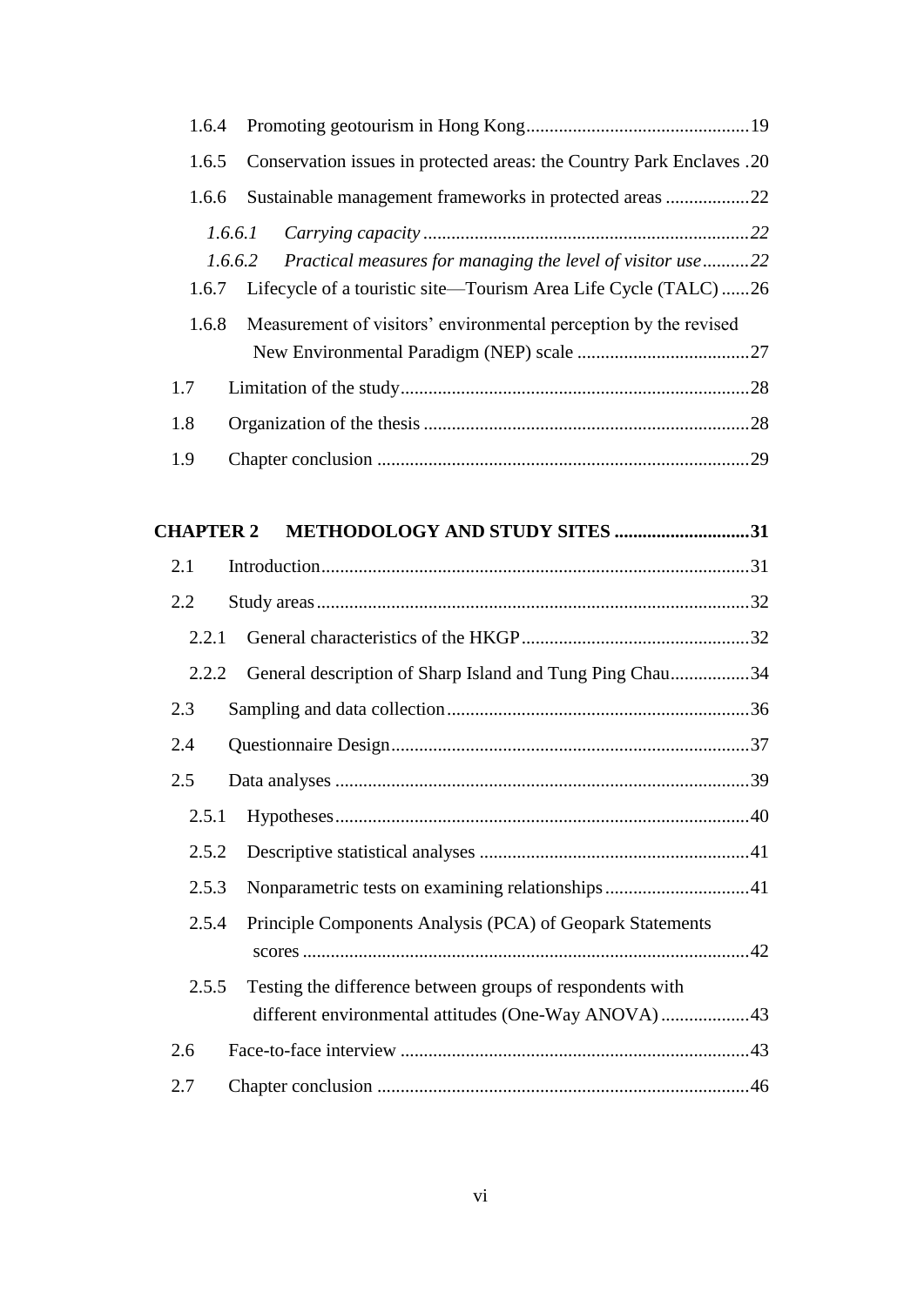1.6.4 Promoting geotourism in Hong Kong ................................................19

1.6.5 Conservation issues in protected areas: the Country Park Enclaves .20

1.6.6 Sustainable management frameworks in protected areas ..................22

*1.6.6.1 Carrying capacity .....................................................................22*

*1.6.6.2 Practical measures for managing the level of visitor use..........22*

1.6.7 Lifecycle of a touristic site—Tourism Area Life Cycle (TALC) ......26

1.6.8 Measurement of visitors' environmental perception by the revised New Environmental Paradigm (NEP) scale .....................................27

1.7 Limitation of the study...........................................................................28

1.8 Organization of the thesis ......................................................................28

1.9 Chapter conclusion ................................................................................29

**CHAPTER 2 METHODOLOGY AND STUDY SITES .............................31**

2.1 Introduction............................................................................................31

2.2 Study areas.............................................................................................32

2.2.1 General characteristics of the HKGP.................................................32

2.2.2 General description of Sharp Island and Tung Ping Chau.................34

2.3 Sampling and data collection.................................................................36

2.4 Questionnaire Design.............................................................................37

2.5 Data analyses .........................................................................................39

2.5.1 Hypotheses........................................................................................40

2.5.2 Descriptive statistical analyses ..........................................................41

2.5.3 Nonparametric tests on examining relationships...............................41

2.5.4 Principle Components Analysis (PCA) of Geopark Statements scores ................................................................................................42

2.5.5 Testing the difference between groups of respondents with different environmental attitudes (One-Way ANOVA)...................43

2.6 Face-to-face interview ...........................................................................43

2.7 Chapter conclusion ................................................................................46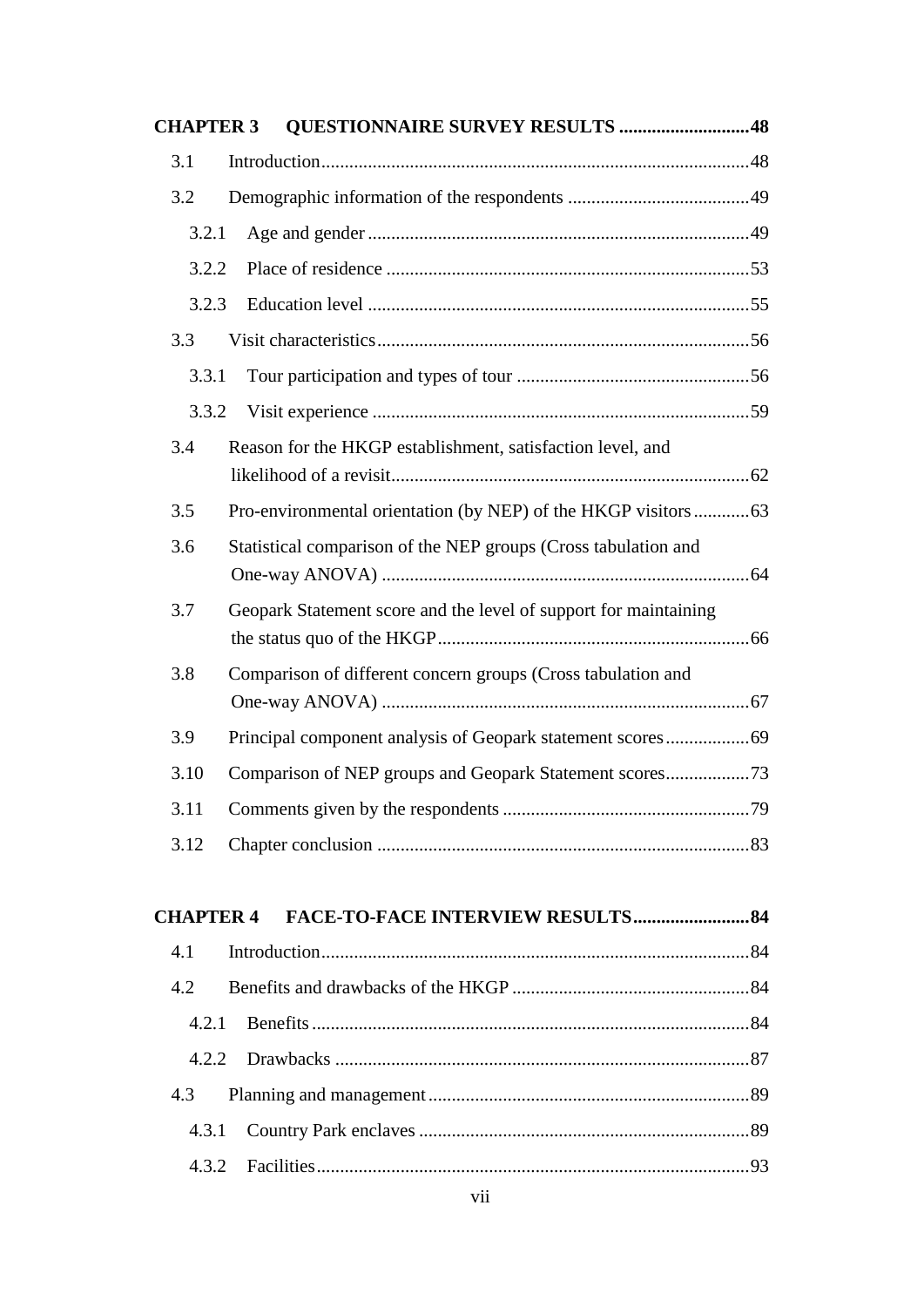**CHAPTER 3 QUESTIONNAIRE SURVEY RESULTS ............................48**

3.1 Introduction............................................................................................48

3.2 Demographic information of the respondents .......................................49

3.2.1 Age and gender .................................................................................49

3.2.2 Place of residence .............................................................................53

3.2.3 Education level .................................................................................55

3.3 Visit characteristics................................................................................56

3.3.1 Tour participation and types of tour ..................................................56

3.3.2 Visit experience ................................................................................59

3.4 Reason for the HKGP establishment, satisfaction level, and likelihood of a revisit.............................................................................62

3.5 Pro-environmental orientation (by NEP) of the HKGP visitors ............63

3.6 Statistical comparison of the NEP groups (Cross tabulation and One-way ANOVA) ...............................................................................64

3.7 Geopark Statement score and the level of support for maintaining the status quo of the HKGP...................................................................66

3.8 Comparison of different concern groups (Cross tabulation and One-way ANOVA) ...............................................................................67

3.9 Principal component analysis of Geopark statement scores..................69

3.10 Comparison of NEP groups and Geopark Statement scores..................73

3.11 Comments given by the respondents .....................................................79

3.12 Chapter conclusion ................................................................................83

**CHAPTER 4 FACE-TO-FACE INTERVIEW RESULTS.........................84**

4.1 Introduction............................................................................................84

4.2 Benefits and drawbacks of the HKGP ...................................................84

4.2.1 Benefits .............................................................................................84

4.2.2 Drawbacks ........................................................................................87

4.3 Planning and management.....................................................................89

4.3.1 Country Park enclaves .......................................................................89

4.3.2 Facilities.............................................................................................93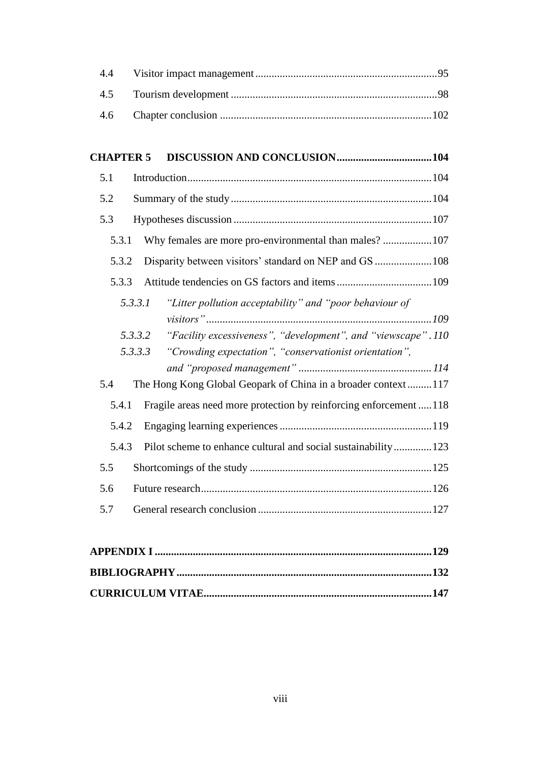4.4 Visitor impact management ..... 95

4.5 Tourism development ..... 98

4.6 Chapter conclusion ..... 102

**CHAPTER 5 DISCUSSION AND CONCLUSION ..... 104**

5.1 Introduction ..... 104

5.2 Summary of the study ..... 104

5.3 Hypotheses discussion ..... 107

5.3.1 Why females are more pro-environmental than males? ..... 107

5.3.2 Disparity between visitors' standard on NEP and GS ..... 108

5.3.3 Attitude tendencies on GS factors and items ..... 109

*5.3.3.1 "Litter pollution acceptability" and "poor behaviour of visitors" ..... 109*

*5.3.3.2 "Facility excessiveness", "development", and "viewscape" . 110*

*5.3.3.3 "Crowding expectation", "conservationist orientation", and "proposed management" ..... 114*

5.4 The Hong Kong Global Geopark of China in a broader context ..... 117

5.4.1 Fragile areas need more protection by reinforcing enforcement ..... 118

5.4.2 Engaging learning experiences ..... 119

5.4.3 Pilot scheme to enhance cultural and social sustainability ..... 123

5.5 Shortcomings of the study ..... 125

5.6 Future research ..... 126

5.7 General research conclusion ..... 127

**APPENDIX I ..... 129**

**BIBLIOGRAPHY ..... 132**

**CURRICULUM VITAE ..... 147**